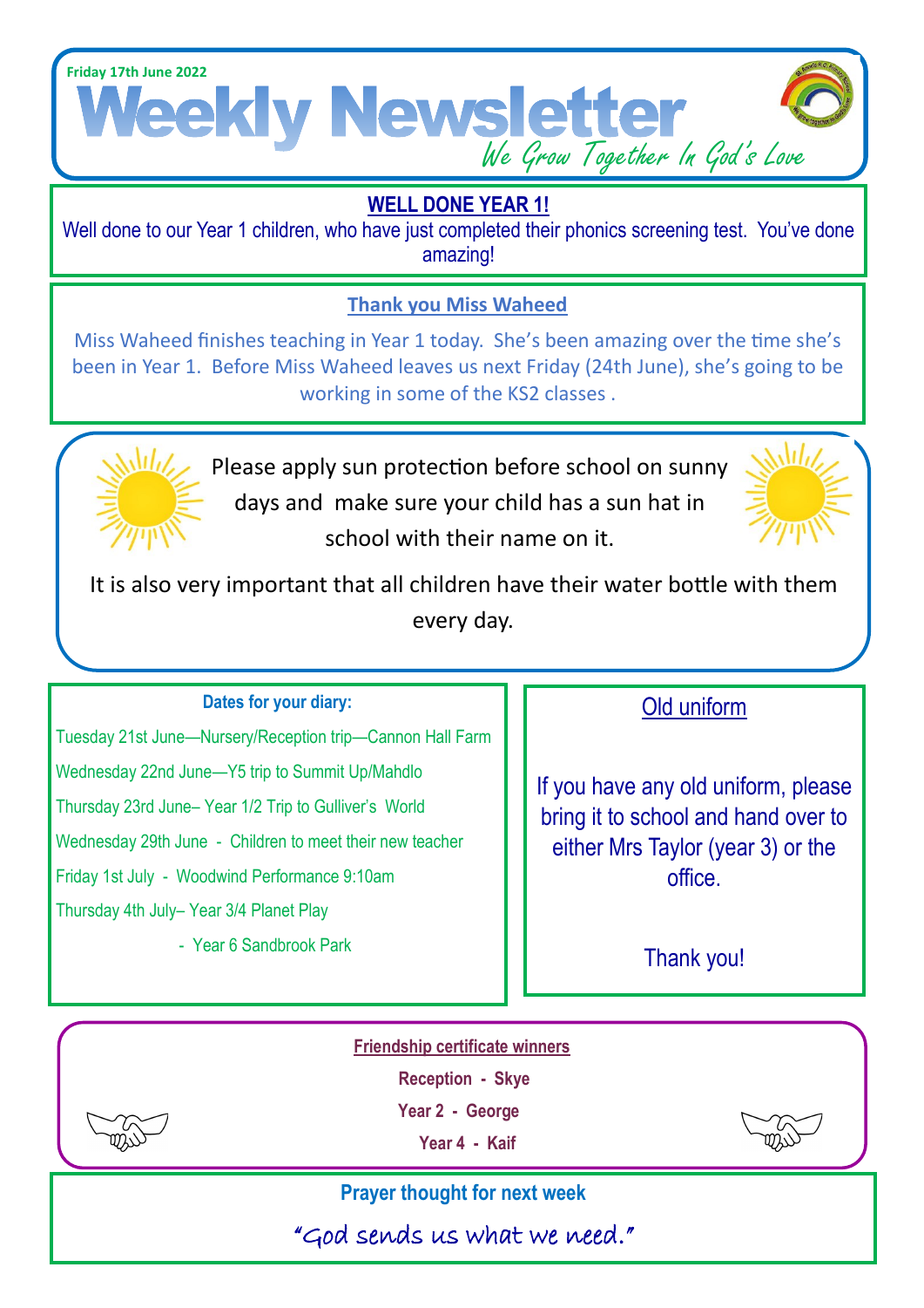Friday 17th June 2022

# Weekly Newsletter

*We Grow Together In God's Love*

## WELL DONE YEAR 1!

Well done to our Year 1 children, who have just completed their phonics screening test. You've done amazing!

## Thank you Miss Waheed

Miss Waheed finishes teaching in Year 1 today. She's been amazing over the time she's been in Year 1. Before Miss Waheed leaves us next Friday (24th June), she's going to be working in some of the KS2 classes .

Please apply sun protection before school on sunny days and make sure your child has a sun hat in school with their name on it.

It is also very important that all children have their water bottle with them every day.

### Dates for your diary:

Tuesday 21st June—Nursery/Reception trip—Cannon Hall Farm

Wednesday 22nd June—Y5 trip to Summit Up/Mahdlo

Thursday 23rd June– Year 1/2 Trip to Gulliver's World

Wednesday 29th June - Children to meet their new teacher

Friday 1st July - Woodwind Performance 9:10am

Thursday 4th July– Year 3/4 Planet Play

- Year 6 Sandbrook Park

### Old uniform

If you have any old uniform, please bring it to school and hand over to either Mrs Taylor (year 3) or the office.

Thank you!

### Friendship certificate winners

**Reception - Skye**

**Year 2 - George**

**Year 4 - Kaif**

### Prayer thought for next week

"God sends us what we need."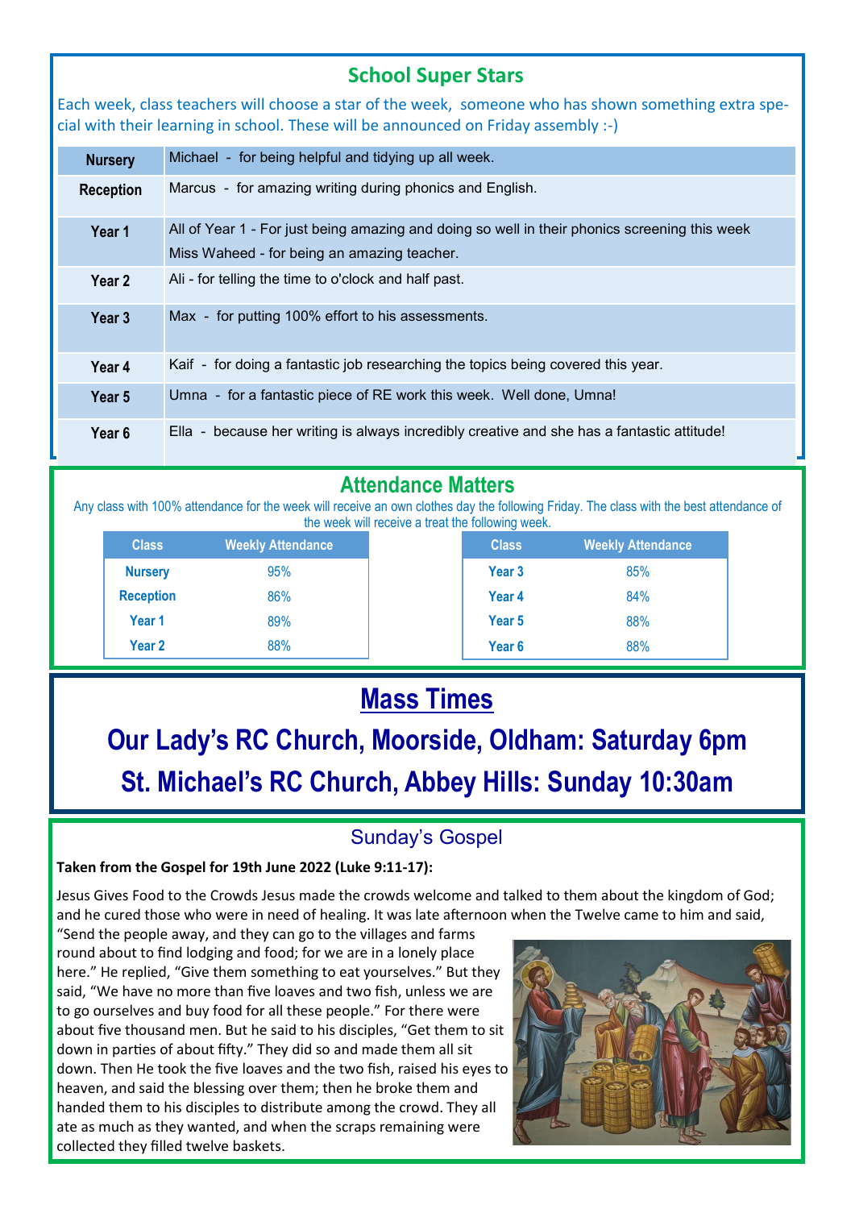## School Super Stars

Each week, class teachers will choose a star of the week, someone who has shown something extra special with their learning in school. These will be announced on Friday assembly :-)

| | |
|---|---|
| **Nursery** | Michael - for being helpful and tidying up all week. |
| **Reception** | Marcus - for amazing writing during phonics and English. |
| **Year 1** | All of Year 1 - For just being amazing and doing so well in their phonics screening this week<br>Miss Waheed - for being an amazing teacher. |
| **Year 2** | Ali - for telling the time to o'clock and half past. |
| **Year 3** | Max - for putting 100% effort to his assessments. |
| **Year 4** | Kaif - for doing a fantastic job researching the topics being covered this year. |
| **Year 5** | Umna - for a fantastic piece of RE work this week. Well done, Umna! |
| **Year 6** | Ella - because her writing is always incredibly creative and she has a fantastic attitude! |

## Attendance Matters

Any class with 100% attendance for the week will receive an own clothes day the following Friday. The class with the best attendance of the week will receive a treat the following week.

| Class | Weekly Attendance |
|---|---|
| Nursery | 95% |
| Reception | 86% |
| Year 1 | 89% |
| Year 2 | 88% |

| Class | Weekly Attendance |
|---|---|
| Year 3 | 85% |
| Year 4 | 84% |
| Year 5 | 88% |
| Year 6 | 88% |

## Mass Times

**Our Lady's RC Church, Moorside, Oldham: Saturday 6pm**

**St. Michael's RC Church, Abbey Hills: Sunday 10:30am**

## Sunday's Gospel

**Taken from the Gospel for 19th June 2022 (Luke 9:11-17):**

Jesus Gives Food to the Crowds Jesus made the crowds welcome and talked to them about the kingdom of God; and he cured those who were in need of healing. It was late afternoon when the Twelve came to him and said, "Send the people away, and they can go to the villages and farms round about to find lodging and food; for we are in a lonely place here." He replied, "Give them something to eat yourselves." But they said, "We have no more than five loaves and two fish, unless we are to go ourselves and buy food for all these people." For there were about five thousand men. But he said to his disciples, "Get them to sit down in parties of about fifty." They did so and made them all sit down. Then He took the five loaves and the two fish, raised his eyes to heaven, and said the blessing over them; then he broke them and handed them to his disciples to distribute among the crowd. They all ate as much as they wanted, and when the scraps remaining were collected they filled twelve baskets.